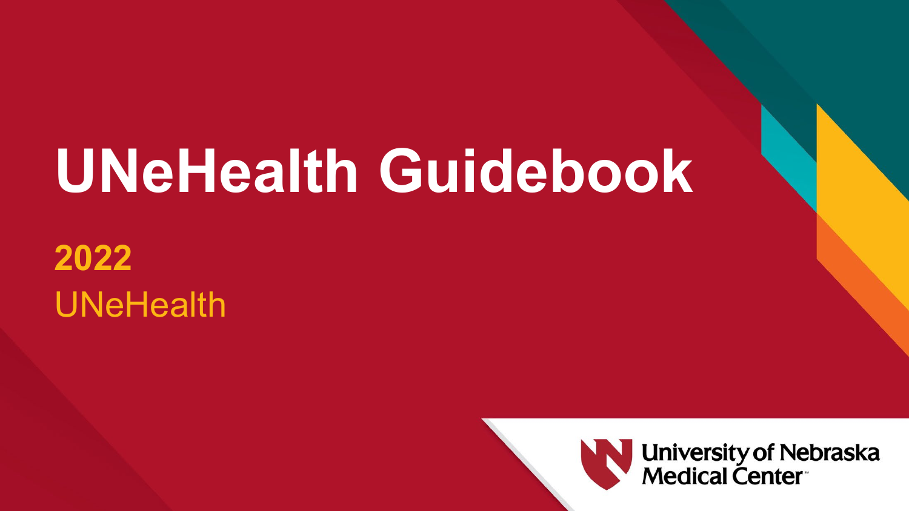# UNeHealth Guidebook

**2022**

UNeHealth

University of Nebraska Medical Center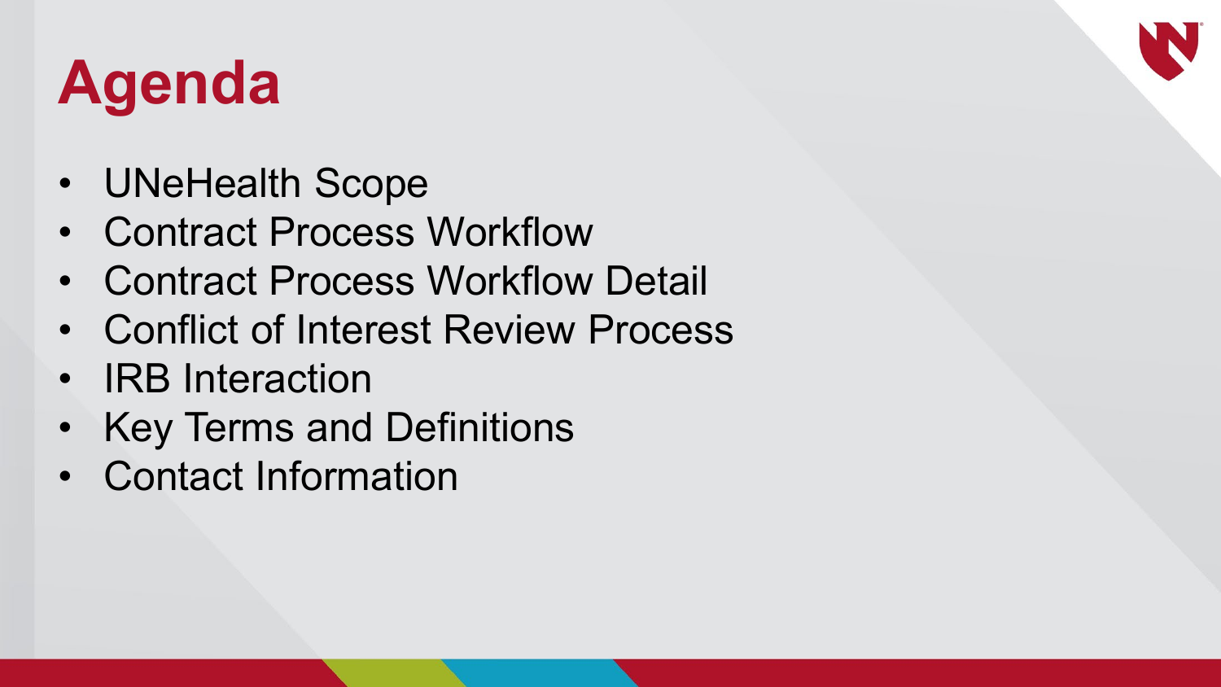# Agenda

- UNeHealth Scope
- Contract Process Workflow
- Contract Process Workflow Detail
- Conflict of Interest Review Process
- IRB Interaction
- Key Terms and Definitions
- Contact Information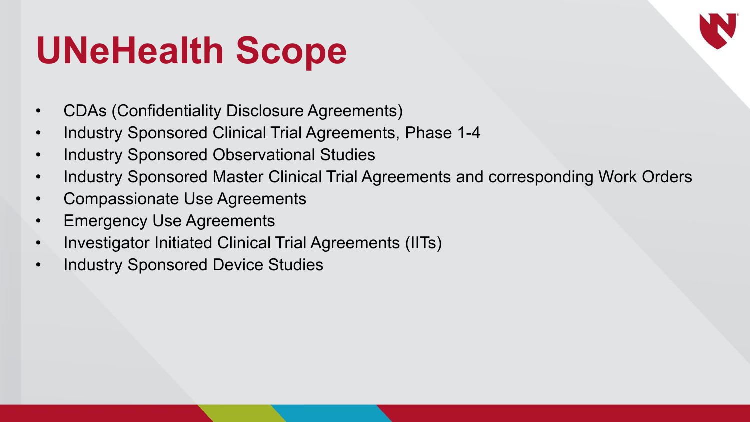# UNeHealth Scope

- CDAs (Confidentiality Disclosure Agreements)
- Industry Sponsored Clinical Trial Agreements, Phase 1-4
- Industry Sponsored Observational Studies
- Industry Sponsored Master Clinical Trial Agreements and corresponding Work Orders
- Compassionate Use Agreements
- Emergency Use Agreements
- Investigator Initiated Clinical Trial Agreements (IITs)
- Industry Sponsored Device Studies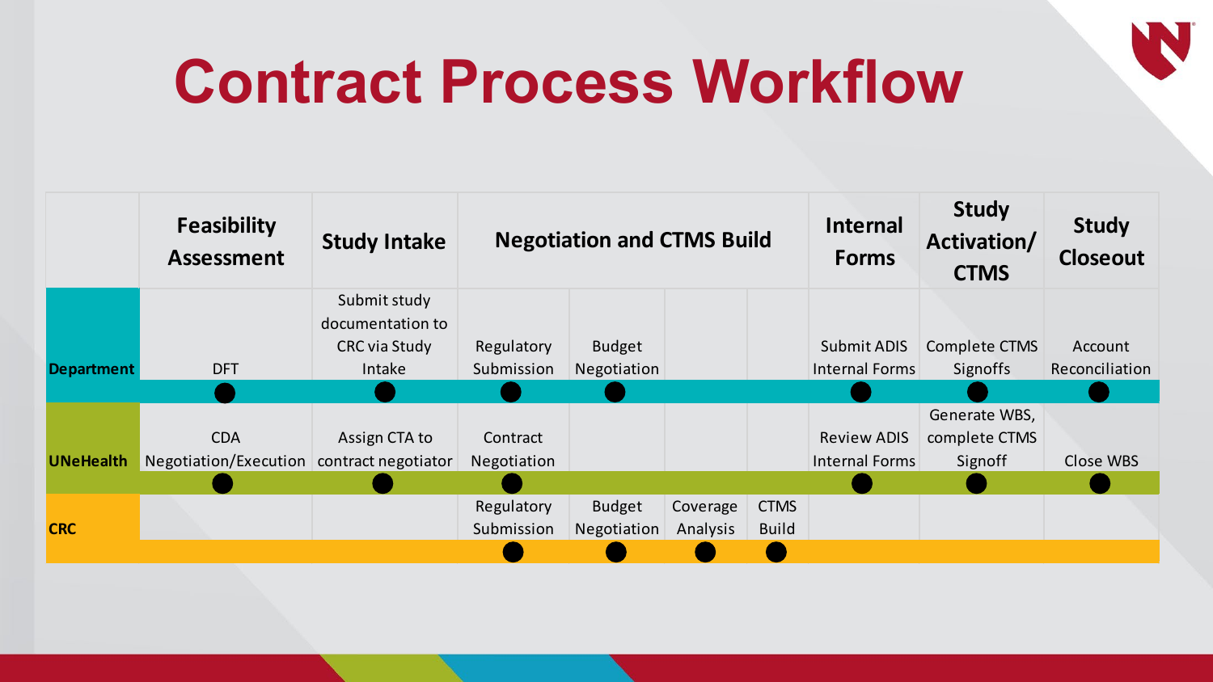# Contract Process Workflow

| | Feasibility Assessment | Study Intake | Negotiation and CTMS Build | | | | Internal Forms | Study Activation/ CTMS | Study Closeout |
|---|---|---|---|---|---|---|---|---|---|
| **Department** | DFT | Submit study documentation to CRC via Study Intake | Regulatory Submission | Budget Negotiation | | | Submit ADIS Internal Forms | Complete CTMS Signoffs | Account Reconciliation |
| **UNeHealth** | CDA Negotiation/Execution | Assign CTA to contract negotiator | Contract Negotiation | | | | Review ADIS Internal Forms | Generate WBS, complete CTMS Signoff | Close WBS |
| **CRC** | | | Regulatory Submission | Budget Negotiation | Coverage Analysis | CTMS Build | | | |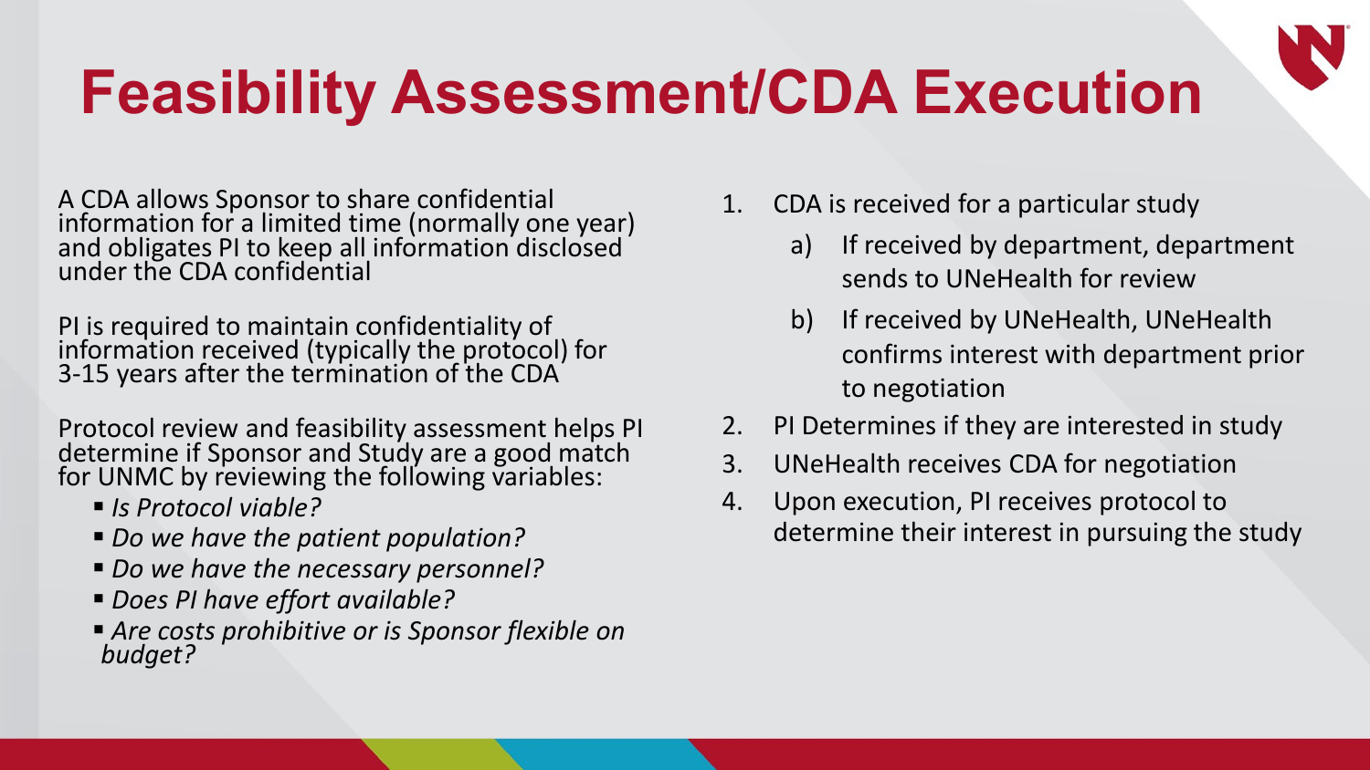# Feasibility Assessment/CDA Execution

A CDA allows Sponsor to share confidential information for a limited time (normally one year) and obligates PI to keep all information disclosed under the CDA confidential

PI is required to maintain confidentiality of information received (typically the protocol) for 3-15 years after the termination of the CDA

Protocol review and feasibility assessment helps PI determine if Sponsor and Study are a good match for UNMC by reviewing the following variables:

- *Is Protocol viable?*
- *Do we have the patient population?*
- *Do we have the necessary personnel?*
- *Does PI have effort available?*
- *Are costs prohibitive or is Sponsor flexible on budget?*

1. CDA is received for a particular study
   a) If received by department, department sends to UNeHealth for review
   b) If received by UNeHealth, UNeHealth confirms interest with department prior to negotiation
2. PI Determines if they are interested in study
3. UNeHealth receives CDA for negotiation
4. Upon execution, PI receives protocol to determine their interest in pursuing the study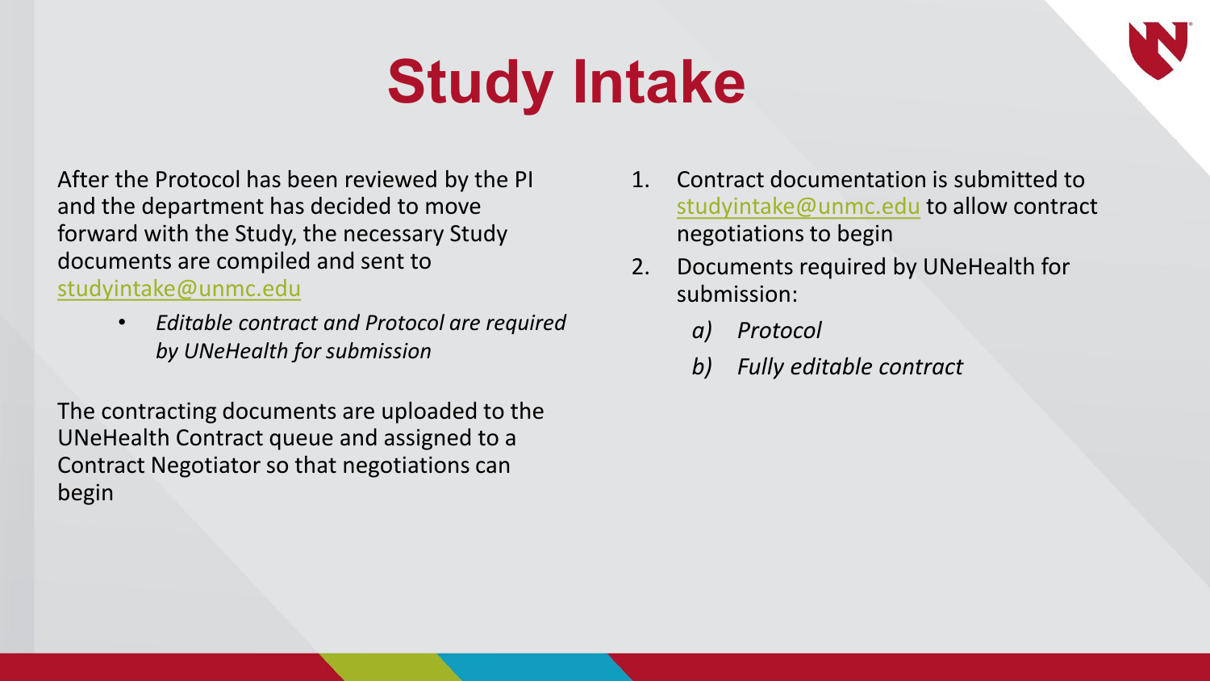# Study Intake

After the Protocol has been reviewed by the PI and the department has decided to move forward with the Study, the necessary Study documents are compiled and sent to studyintake@unmc.edu

- *Editable contract and Protocol are required by UNeHealth for submission*

The contracting documents are uploaded to the UNeHealth Contract queue and assigned to a Contract Negotiator so that negotiations can begin

1. Contract documentation is submitted to studyintake@unmc.edu to allow contract negotiations to begin
2. Documents required by UNeHealth for submission:
   a) *Protocol*
   b) *Fully editable contract*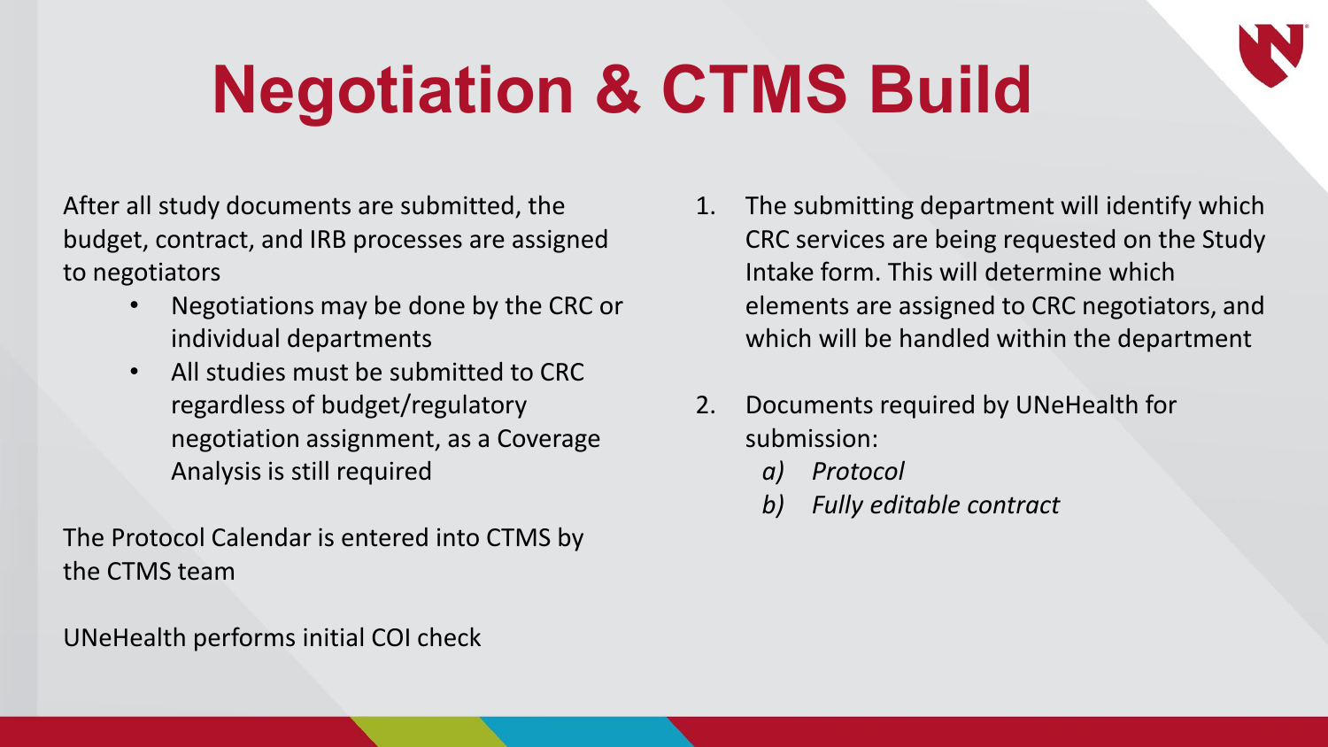# Negotiation & CTMS Build

After all study documents are submitted, the budget, contract, and IRB processes are assigned to negotiators

- Negotiations may be done by the CRC or individual departments
- All studies must be submitted to CRC regardless of budget/regulatory negotiation assignment, as a Coverage Analysis is still required

The Protocol Calendar is entered into CTMS by the CTMS team

UNeHealth performs initial COI check

1. The submitting department will identify which CRC services are being requested on the Study Intake form. This will determine which elements are assigned to CRC negotiators, and which will be handled within the department

2. Documents required by UNeHealth for submission:
   a) *Protocol*
   b) *Fully editable contract*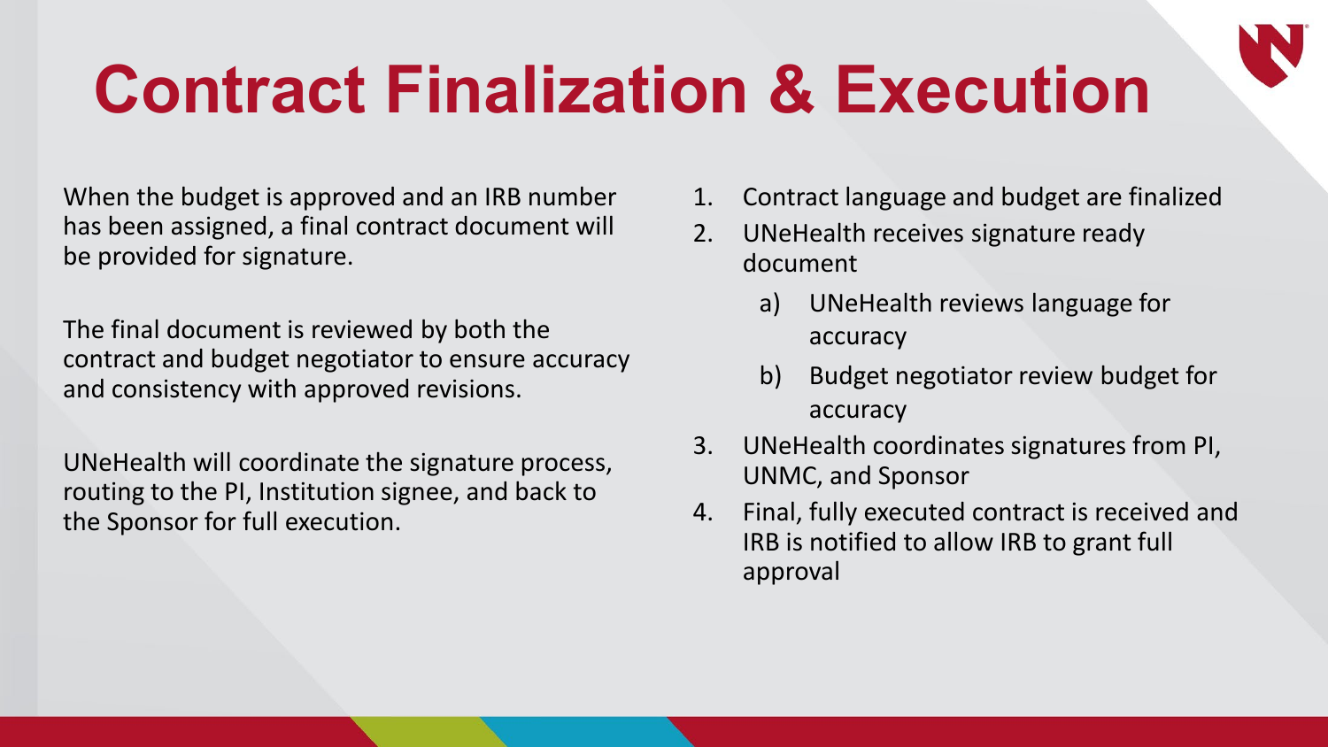# Contract Finalization & Execution

When the budget is approved and an IRB number has been assigned, a final contract document will be provided for signature.

The final document is reviewed by both the contract and budget negotiator to ensure accuracy and consistency with approved revisions.

UNeHealth will coordinate the signature process, routing to the PI, Institution signee, and back to the Sponsor for full execution.

1. Contract language and budget are finalized
2. UNeHealth receives signature ready document
   a) UNeHealth reviews language for accuracy
   b) Budget negotiator review budget for accuracy
3. UNeHealth coordinates signatures from PI, UNMC, and Sponsor
4. Final, fully executed contract is received and IRB is notified to allow IRB to grant full approval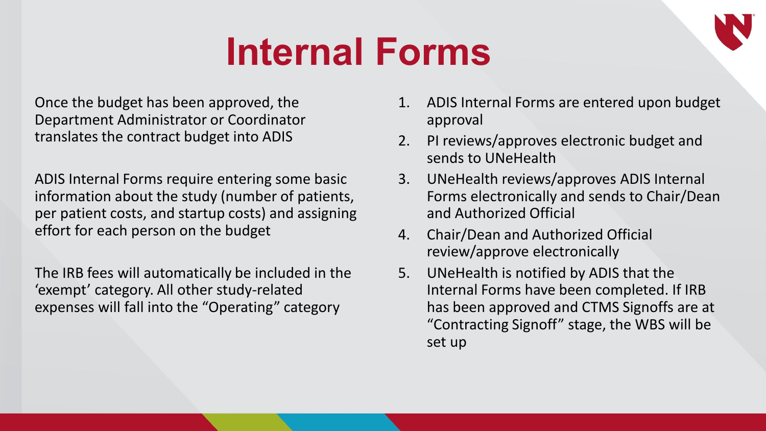# Internal Forms

Once the budget has been approved, the Department Administrator or Coordinator translates the contract budget into ADIS

ADIS Internal Forms require entering some basic information about the study (number of patients, per patient costs, and startup costs) and assigning effort for each person on the budget

The IRB fees will automatically be included in the 'exempt' category. All other study-related expenses will fall into the "Operating" category

1. ADIS Internal Forms are entered upon budget approval
2. PI reviews/approves electronic budget and sends to UNeHealth
3. UNeHealth reviews/approves ADIS Internal Forms electronically and sends to Chair/Dean and Authorized Official
4. Chair/Dean and Authorized Official review/approve electronically
5. UNeHealth is notified by ADIS that the Internal Forms have been completed. If IRB has been approved and CTMS Signoffs are at "Contracting Signoff" stage, the WBS will be set up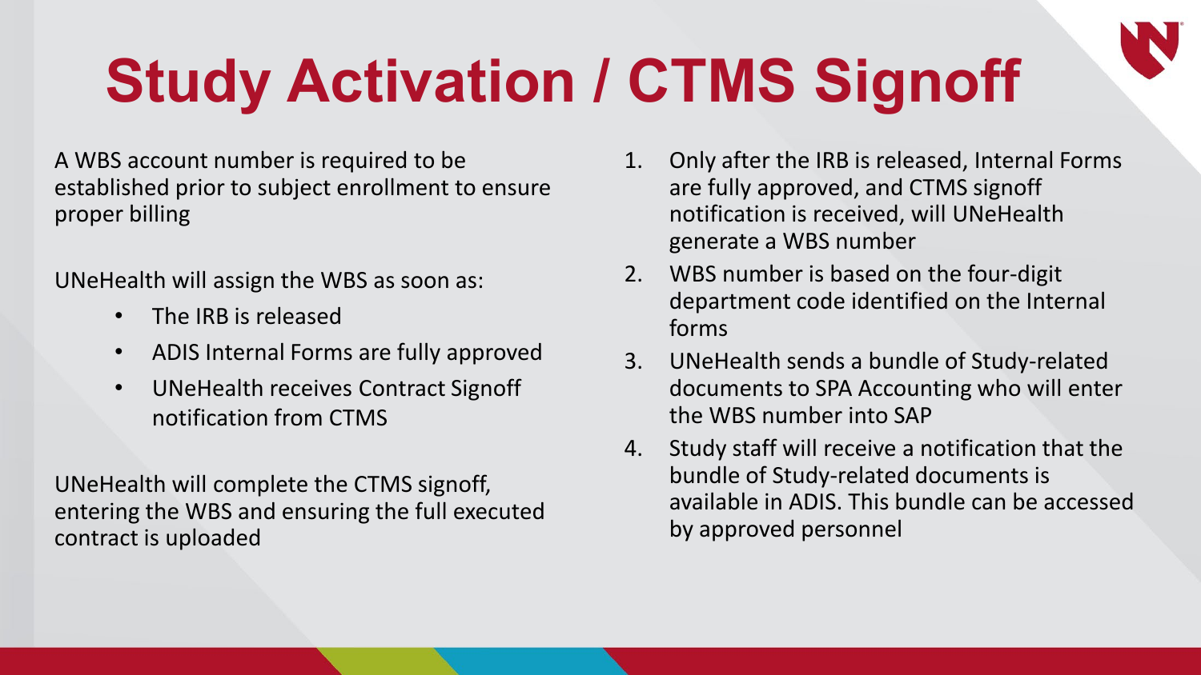# Study Activation / CTMS Signoff

A WBS account number is required to be established prior to subject enrollment to ensure proper billing

UNeHealth will assign the WBS as soon as:

- The IRB is released
- ADIS Internal Forms are fully approved
- UNeHealth receives Contract Signoff notification from CTMS

UNeHealth will complete the CTMS signoff, entering the WBS and ensuring the full executed contract is uploaded

1. Only after the IRB is released, Internal Forms are fully approved, and CTMS signoff notification is received, will UNeHealth generate a WBS number
2. WBS number is based on the four-digit department code identified on the Internal forms
3. UNeHealth sends a bundle of Study-related documents to SPA Accounting who will enter the WBS number into SAP
4. Study staff will receive a notification that the bundle of Study-related documents is available in ADIS. This bundle can be accessed by approved personnel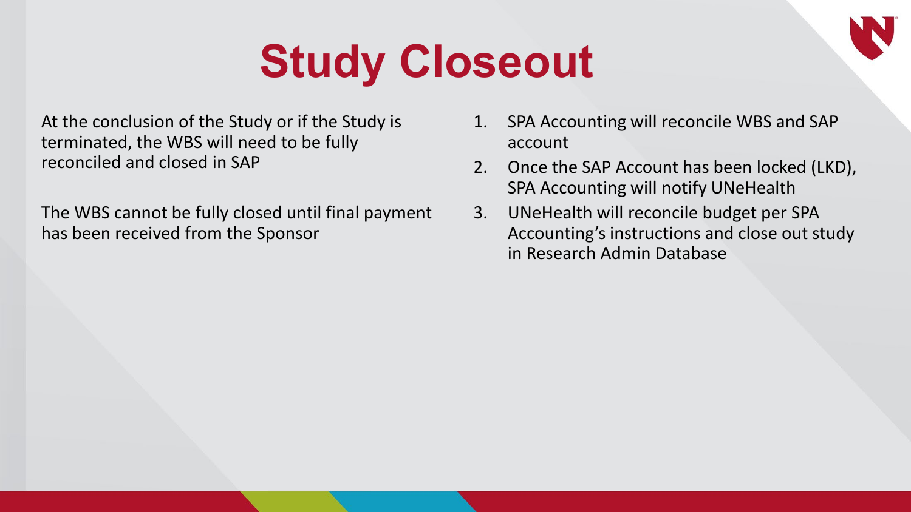# Study Closeout

At the conclusion of the Study or if the Study is terminated, the WBS will need to be fully reconciled and closed in SAP

The WBS cannot be fully closed until final payment has been received from the Sponsor

1. SPA Accounting will reconcile WBS and SAP account
2. Once the SAP Account has been locked (LKD), SPA Accounting will notify UNeHealth
3. UNeHealth will reconcile budget per SPA Accounting's instructions and close out study in Research Admin Database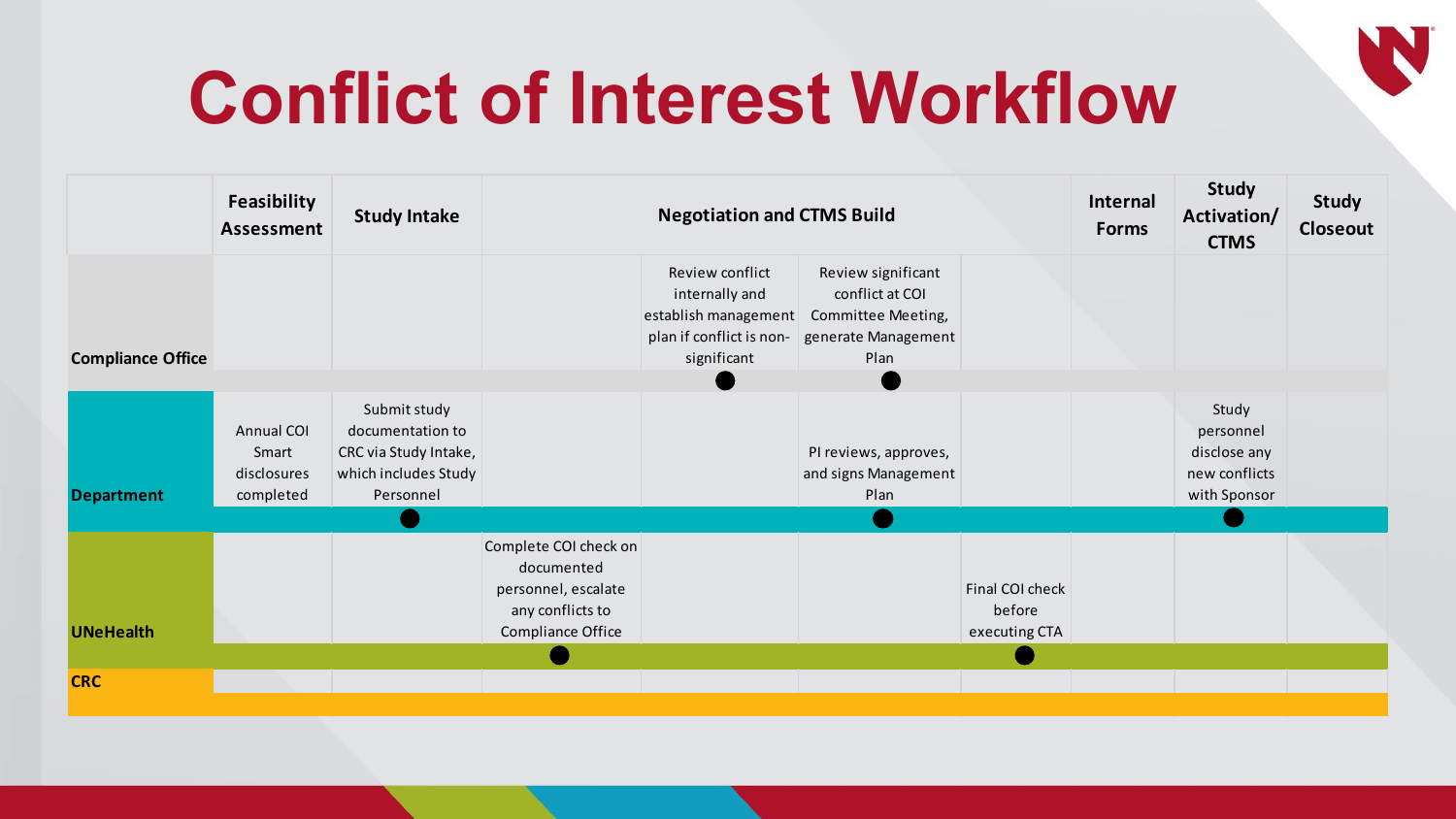# Conflict of Interest Workflow

| | Feasibility Assessment | Study Intake | Negotiation and CTMS Build | | | | Internal Forms | Study Activation/ CTMS | Study Closeout |
|---|---|---|---|---|---|---|---|---|---|
| **Compliance Office** | | | | Review conflict internally and establish management plan if conflict is non-significant | Review significant conflict at COI Committee Meeting, generate Management Plan | | | | |
| **Department** | Annual COI Smart disclosures completed | Submit study documentation to CRC via Study Intake, which includes Study Personnel | | | PI reviews, approves, and signs Management Plan | | | Study personnel disclose any new conflicts with Sponsor | |
| **UNeHealth** | | | Complete COI check on documented personnel, escalate any conflicts to Compliance Office | | | Final COI check before executing CTA | | | |
| **CRC** | | | | | | | | | |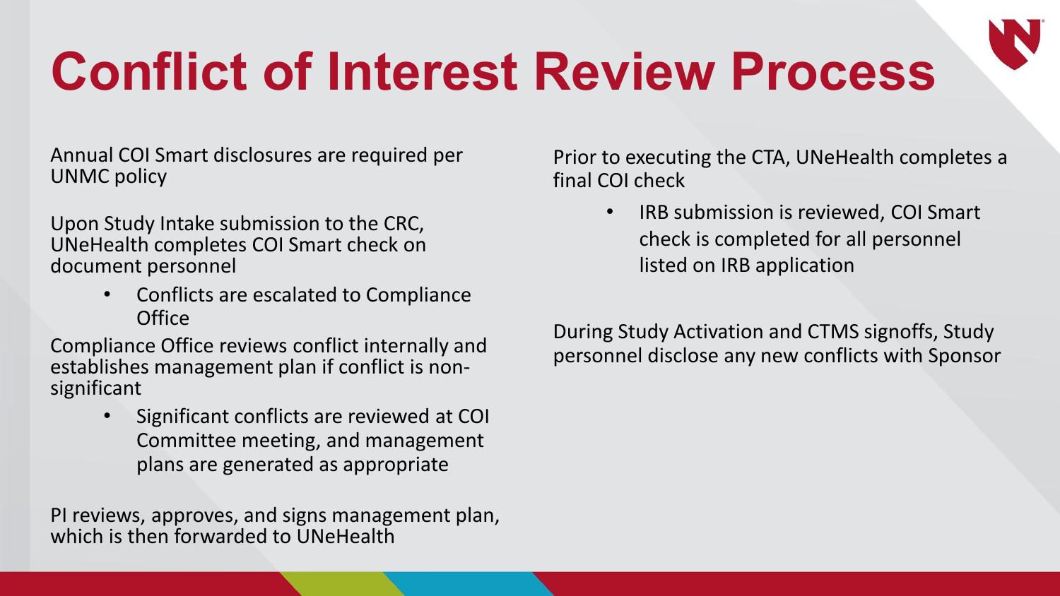# Conflict of Interest Review Process

Annual COI Smart disclosures are required per UNMC policy

Upon Study Intake submission to the CRC, UNeHealth completes COI Smart check on document personnel

- Conflicts are escalated to Compliance Office

Compliance Office reviews conflict internally and establishes management plan if conflict is non-significant

- Significant conflicts are reviewed at COI Committee meeting, and management plans are generated as appropriate

PI reviews, approves, and signs management plan, which is then forwarded to UNeHealth

Prior to executing the CTA, UNeHealth completes a final COI check

- IRB submission is reviewed, COI Smart check is completed for all personnel listed on IRB application

During Study Activation and CTMS signoffs, Study personnel disclose any new conflicts with Sponsor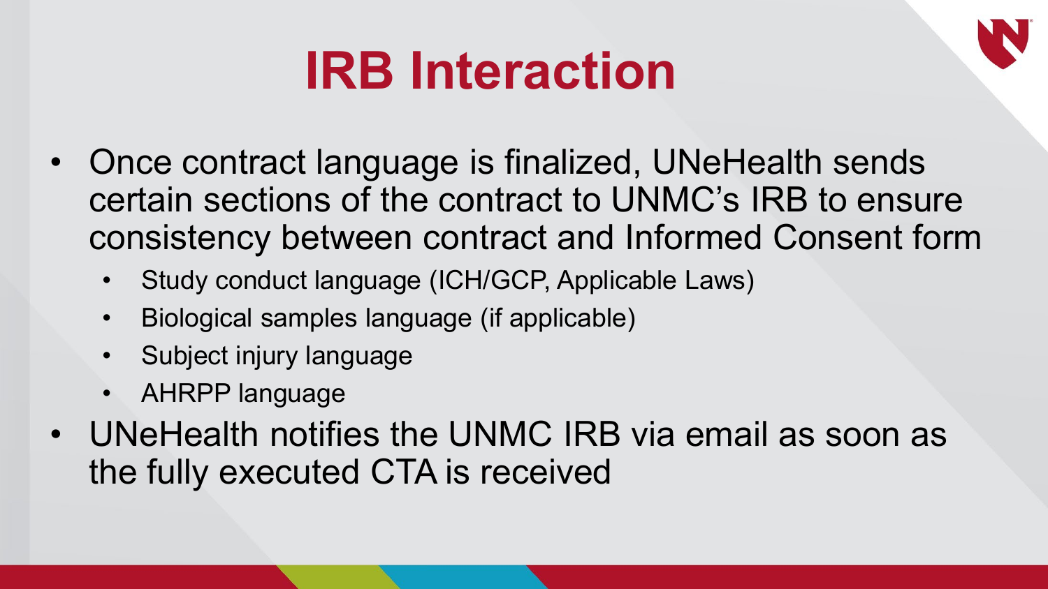# IRB Interaction

- Once contract language is finalized, UNeHealth sends certain sections of the contract to UNMC's IRB to ensure consistency between contract and Informed Consent form
  - Study conduct language (ICH/GCP, Applicable Laws)
  - Biological samples language (if applicable)
  - Subject injury language
  - AHRPP language
- UNeHealth notifies the UNMC IRB via email as soon as the fully executed CTA is received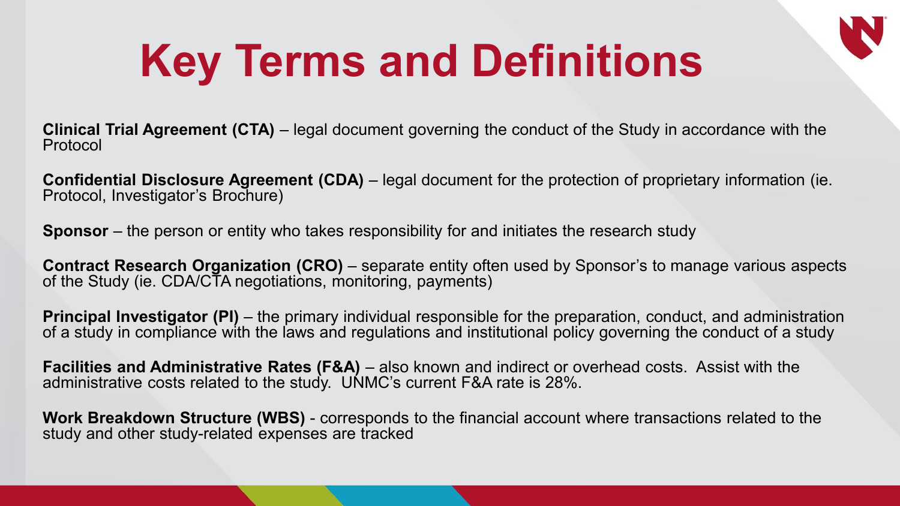# Key Terms and Definitions

**Clinical Trial Agreement (CTA)** – legal document governing the conduct of the Study in accordance with the Protocol

**Confidential Disclosure Agreement (CDA)** – legal document for the protection of proprietary information (ie. Protocol, Investigator's Brochure)

**Sponsor** – the person or entity who takes responsibility for and initiates the research study

**Contract Research Organization (CRO)** – separate entity often used by Sponsor's to manage various aspects of the Study (ie. CDA/CTA negotiations, monitoring, payments)

**Principal Investigator (PI)** – the primary individual responsible for the preparation, conduct, and administration of a study in compliance with the laws and regulations and institutional policy governing the conduct of a study

**Facilities and Administrative Rates (F&A)** – also known and indirect or overhead costs. Assist with the administrative costs related to the study. UNMC's current F&A rate is 28%.

**Work Breakdown Structure (WBS)** - corresponds to the financial account where transactions related to the study and other study-related expenses are tracked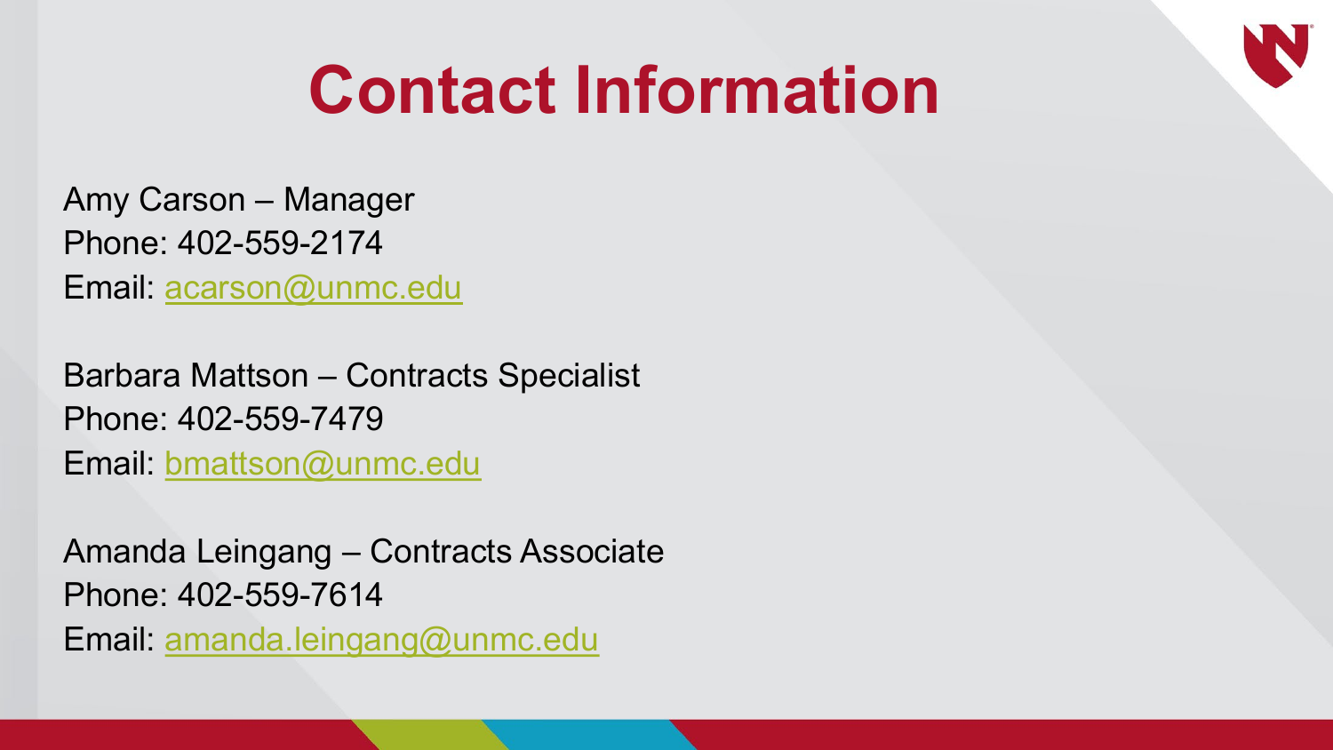# Contact Information

Amy Carson – Manager
Phone: 402-559-2174
Email: acarson@unmc.edu

Barbara Mattson – Contracts Specialist
Phone: 402-559-7479
Email: bmattson@unmc.edu

Amanda Leingang – Contracts Associate
Phone: 402-559-7614
Email: amanda.leingang@unmc.edu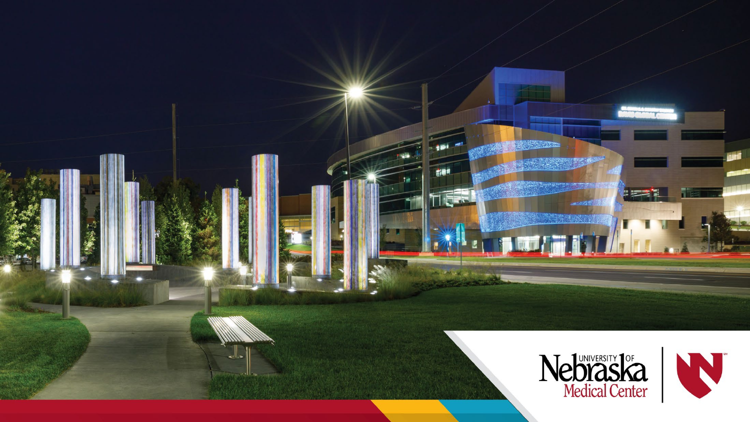University of Nebraska Medical Center